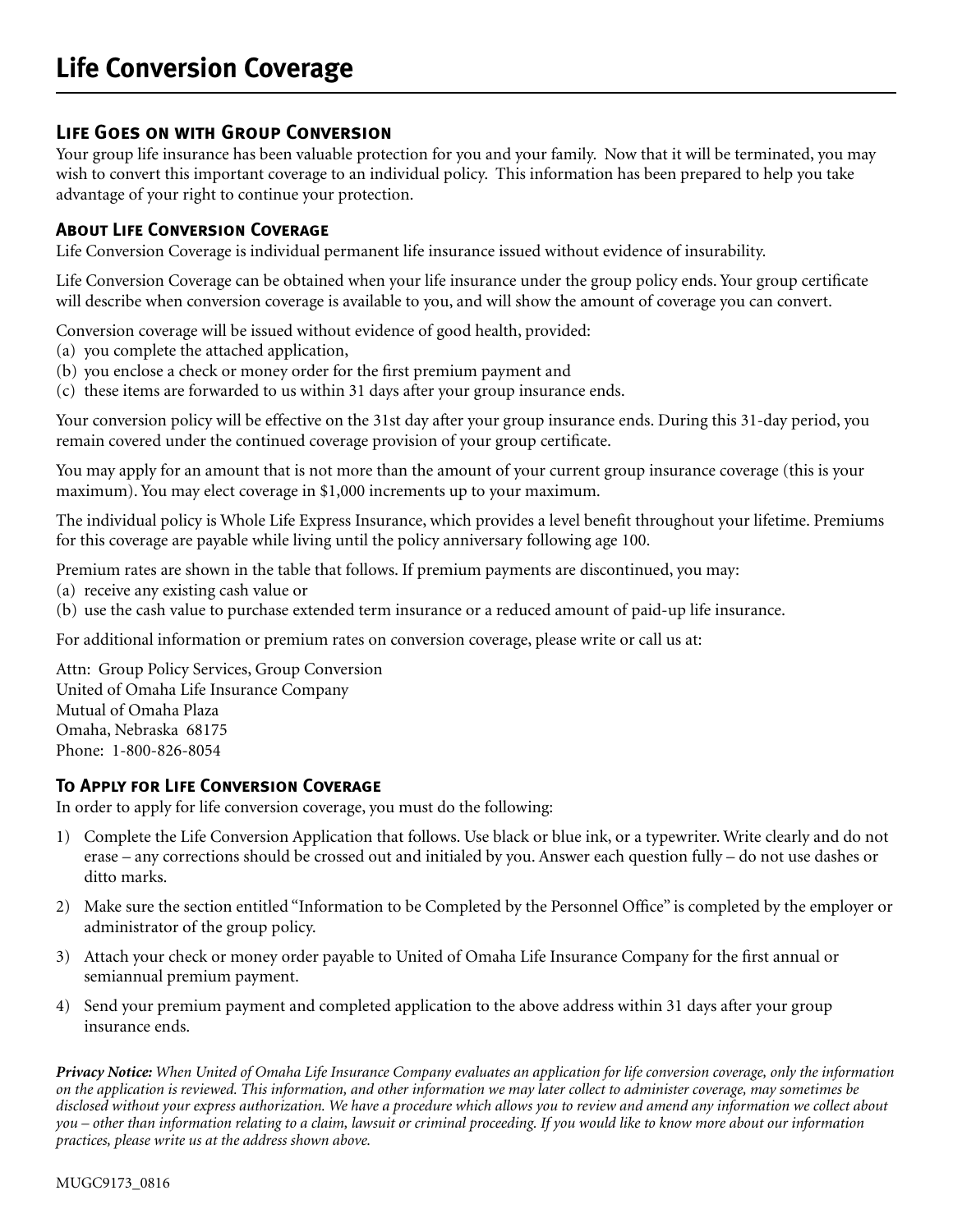# Life Conversion Coverage

## Life Goes on with Group Conversion

Your group life insurance has been valuable protection for you and your family. Now that it will be terminated, you may wish to convert this important coverage to an individual policy. This information has been prepared to help you take advantage of your right to continue your protection.

## About Life Conversion Coverage

Life Conversion Coverage is individual permanent life insurance issued without evidence of insurability.

Life Conversion Coverage can be obtained when your life insurance under the group policy ends. Your group certificate will describe when conversion coverage is available to you, and will show the amount of coverage you can convert.

Conversion coverage will be issued without evidence of good health, provided:
(a) you complete the attached application,
(b) you enclose a check or money order for the first premium payment and
(c) these items are forwarded to us within 31 days after your group insurance ends.

Your conversion policy will be effective on the 31st day after your group insurance ends. During this 31-day period, you remain covered under the continued coverage provision of your group certificate.

You may apply for an amount that is not more than the amount of your current group insurance coverage (this is your maximum). You may elect coverage in $1,000 increments up to your maximum.

The individual policy is Whole Life Express Insurance, which provides a level benefit throughout your lifetime. Premiums for this coverage are payable while living until the policy anniversary following age 100.

Premium rates are shown in the table that follows. If premium payments are discontinued, you may:
(a) receive any existing cash value or
(b) use the cash value to purchase extended term insurance or a reduced amount of paid-up life insurance.

For additional information or premium rates on conversion coverage, please write or call us at:

Attn: Group Policy Services, Group Conversion
United of Omaha Life Insurance Company
Mutual of Omaha Plaza
Omaha, Nebraska 68175
Phone: 1-800-826-8054

## To Apply for Life Conversion Coverage

In order to apply for life conversion coverage, you must do the following:

1) Complete the Life Conversion Application that follows. Use black or blue ink, or a typewriter. Write clearly and do not erase – any corrections should be crossed out and initialed by you. Answer each question fully – do not use dashes or ditto marks.
2) Make sure the section entitled "Information to be Completed by the Personnel Office" is completed by the employer or administrator of the group policy.
3) Attach your check or money order payable to United of Omaha Life Insurance Company for the first annual or semiannual premium payment.
4) Send your premium payment and completed application to the above address within 31 days after your group insurance ends.

***Privacy Notice:*** *When United of Omaha Life Insurance Company evaluates an application for life conversion coverage, only the information on the application is reviewed. This information, and other information we may later collect to administer coverage, may sometimes be disclosed without your express authorization. We have a procedure which allows you to review and amend any information we collect about you – other than information relating to a claim, lawsuit or criminal proceeding. If you would like to know more about our information practices, please write us at the address shown above.*

MUGC9173_0816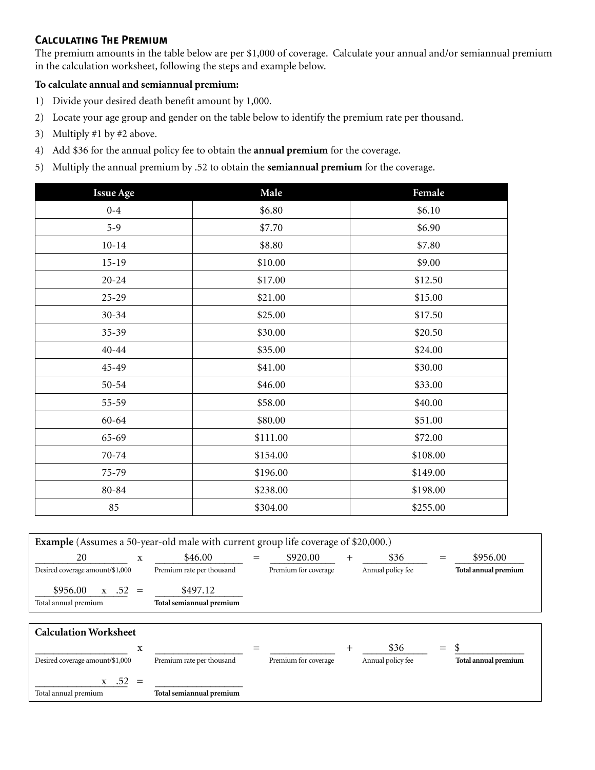## Calculating The Premium

The premium amounts in the table below are per $1,000 of coverage. Calculate your annual and/or semiannual premium in the calculation worksheet, following the steps and example below.

**To calculate annual and semiannual premium:**

1) Divide your desired death benefit amount by 1,000.
2) Locate your age group and gender on the table below to identify the premium rate per thousand.
3) Multiply #1 by #2 above.
4) Add $36 for the annual policy fee to obtain the **annual premium** for the coverage.
5) Multiply the annual premium by .52 to obtain the **semiannual premium** for the coverage.

| Issue Age | Male | Female |
|---|---|---|
| 0-4 | $6.80 | $6.10 |
| 5-9 | $7.70 | $6.90 |
| 10-14 | $8.80 | $7.80 |
| 15-19 | $10.00 | $9.00 |
| 20-24 | $17.00 | $12.50 |
| 25-29 | $21.00 | $15.00 |
| 30-34 | $25.00 | $17.50 |
| 35-39 | $30.00 | $20.50 |
| 40-44 | $35.00 | $24.00 |
| 45-49 | $41.00 | $30.00 |
| 50-54 | $46.00 | $33.00 |
| 55-59 | $58.00 | $40.00 |
| 60-64 | $80.00 | $51.00 |
| 65-69 | $111.00 | $72.00 |
| 70-74 | $154.00 | $108.00 |
| 75-79 | $196.00 | $149.00 |
| 80-84 | $238.00 | $198.00 |
| 85 | $304.00 | $255.00 |

**Example** (Assumes a 50-year-old male with current group life coverage of $20,000.)

| Desired coverage amount/$1,000 | | Premium rate per thousand | | Premium for coverage | | Annual policy fee | | **Total annual premium** |
|---|---|---|---|---|---|---|---|---|
| 20 | x | $46.00 | = | $920.00 | + | $36 | = | $956.00 |

| Total annual premium | | | | **Total semiannual premium** |
|---|---|---|---|---|
| $956.00 | x | .52 | = | $497.12 |

**Calculation Worksheet**

| Desired coverage amount/$1,000 | | Premium rate per thousand | | Premium for coverage | | Annual policy fee | | **Total annual premium** |
|---|---|---|---|---|---|---|---|---|
| ________ | x | ________ | = | ________ | + | $36 | = | $________ |

| Total annual premium | | | | **Total semiannual premium** |
|---|---|---|---|---|
| ________ | x | .52 | = | ________ |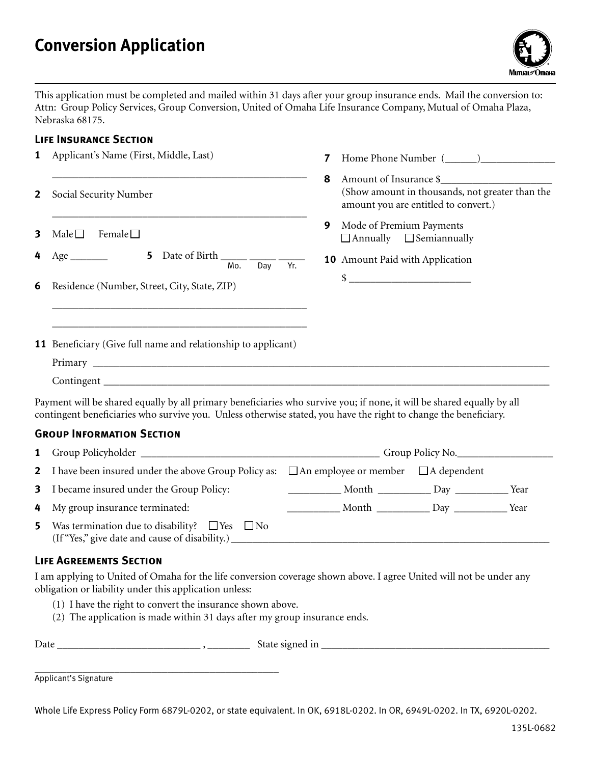# Conversion Application

This application must be completed and mailed within 31 days after your group insurance ends. Mail the conversion to: Attn: Group Policy Services, Group Conversion, United of Omaha Life Insurance Company, Mutual of Omaha Plaza, Nebraska 68175.

## Life Insurance Section

**1** Applicant's Name (First, Middle, Last)

_______________________________________________

**2** Social Security Number

_______________________________________________

**3** Male ☐ Female ☐

**4** Age _______ **5** Date of Birth _____ _____ _____ (Mo. Day Yr.)

**6** Residence (Number, Street, City, State, ZIP)

_______________________________________________

_______________________________________________

**7** Home Phone Number (______)______________

**8** Amount of Insurance $_____________________ (Show amount in thousands, not greater than the amount you are entitled to convert.)

**9** Mode of Premium Payments
☐ Annually ☐ Semiannually

**10** Amount Paid with Application

$ _______________________

**11** Beneficiary (Give full name and relationship to applicant)

Primary _______________________________________________

Contingent _______________________________________________

Payment will be shared equally by all primary beneficiaries who survive you; if none, it will be shared equally by all contingent beneficiaries who survive you. Unless otherwise stated, you have the right to change the beneficiary.

## Group Information Section

**1** Group Policyholder _______________________________________________ Group Policy No.__________________

**2** I have been insured under the above Group Policy as: ☐ An employee or member ☐ A dependent

**3** I became insured under the Group Policy: __________ Month __________ Day __________ Year

**4** My group insurance terminated: __________ Month __________ Day __________ Year

**5** Was termination due to disability? ☐ Yes ☐ No
(If "Yes," give date and cause of disability.) _______________________________________________

## Life Agreements Section

I am applying to United of Omaha for the life conversion coverage shown above. I agree United will not be under any obligation or liability under this application unless:

(1) I have the right to convert the insurance shown above.
(2) The application is made within 31 days after my group insurance ends.

Date ____________________________ , ________ State signed in _______________________________________________

_______________________________________________
Applicant's Signature

Whole Life Express Policy Form 6879L-0202, or state equivalent. In OK, 6918L-0202. In OR, 6949L-0202. In TX, 6920L-0202.

135L-0682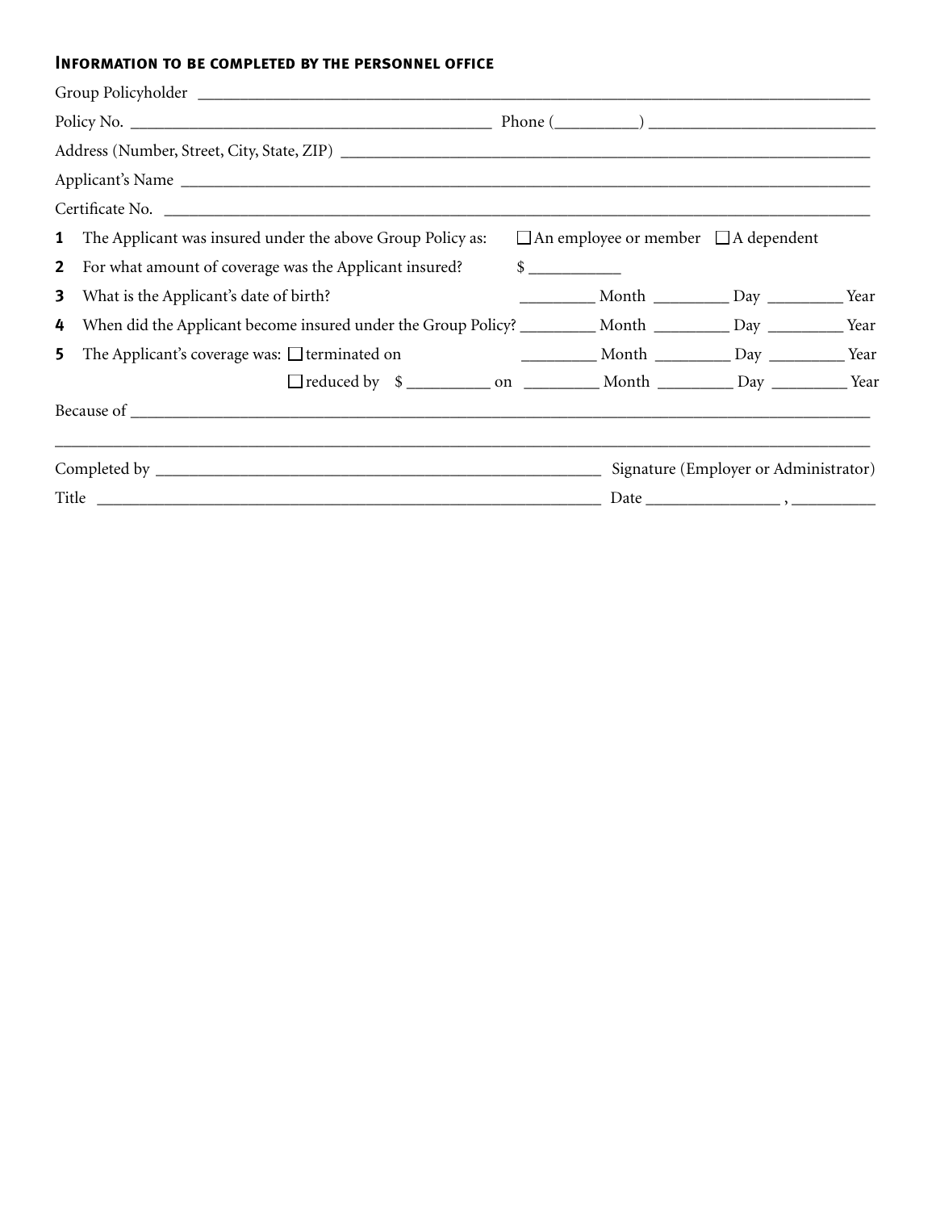### Information to be completed by the personnel office

Group Policyholder ______________________________________________

Policy No. ______________________________ Phone (________) ______________________

Address (Number, Street, City, State, ZIP) ______________________________________________

Applicant's Name ______________________________________________

Certificate No. ______________________________________________

**1** The Applicant was insured under the above Group Policy as: ☐ An employee or member ☐ A dependent

**2** For what amount of coverage was the Applicant insured? $ __________

**3** What is the Applicant's date of birth? ________ Month ________ Day ________ Year

**4** When did the Applicant become insured under the Group Policy? ________ Month ________ Day ________ Year

**5** The Applicant's coverage was: ☐ terminated on ________ Month ________ Day ________ Year

☐ reduced by $ __________ on ________ Month ________ Day ________ Year

Because of ______________________________________________

______________________________________________

Completed by ______________________________________________ Signature (Employer or Administrator)

Title ______________________________________________ Date ______________ , __________